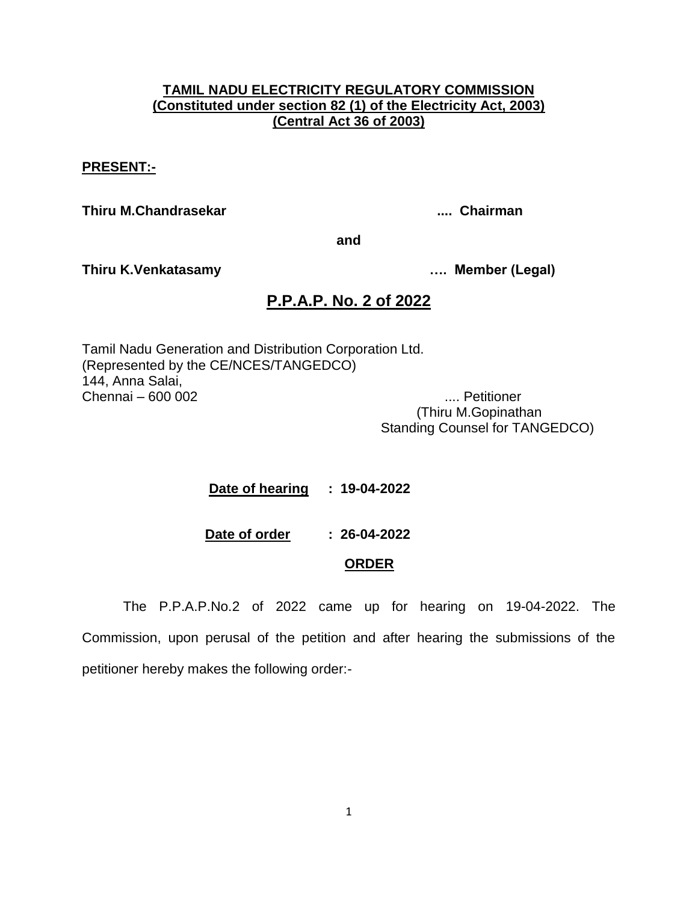**TAMIL NADU ELECTRICITY REGULATORY COMMISSION**
**(Constituted under section 82 (1) of the Electricity Act, 2003)**
**(Central Act 36 of 2003)**

**PRESENT:-**

**Thiru M.Chandrasekar .... Chairman**

**and**

**Thiru K.Venkatasamy …. Member (Legal)**

## P.P.A.P. No. 2 of 2022

Tamil Nadu Generation and Distribution Corporation Ltd.
(Represented by the CE/NCES/TANGEDCO)
144, Anna Salai,
Chennai – 600 002 .... Petitioner
(Thiru M.Gopinathan
Standing Counsel for TANGEDCO)

**Date of hearing : 19-04-2022**

**Date of order : 26-04-2022**

**ORDER**

The P.P.A.P.No.2 of 2022 came up for hearing on 19-04-2022. The Commission, upon perusal of the petition and after hearing the submissions of the petitioner hereby makes the following order:-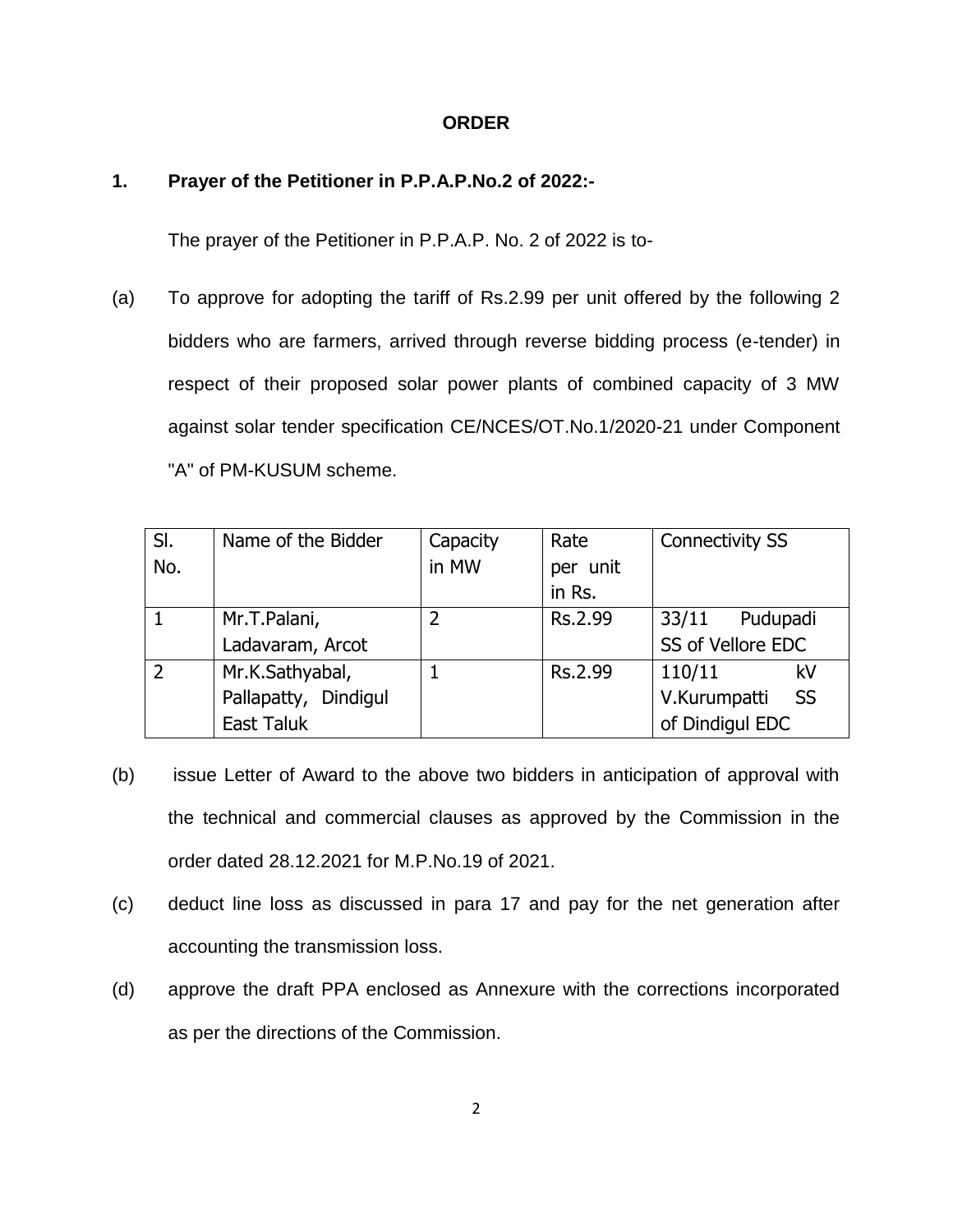# ORDER

## 1. Prayer of the Petitioner in P.P.A.P.No.2 of 2022:-

The prayer of the Petitioner in P.P.A.P. No. 2 of 2022 is to-

(a) To approve for adopting the tariff of Rs.2.99 per unit offered by the following 2 bidders who are farmers, arrived through reverse bidding process (e-tender) in respect of their proposed solar power plants of combined capacity of 3 MW against solar tender specification CE/NCES/OT.No.1/2020-21 under Component "A" of PM-KUSUM scheme.

| Sl. No. | Name of the Bidder | Capacity in MW | Rate per unit in Rs. | Connectivity SS |
|---|---|---|---|---|
| 1 | Mr.T.Palani, Ladavaram, Arcot | 2 | Rs.2.99 | 33/11 Pudupadi SS of Vellore EDC |
| 2 | Mr.K.Sathyabal, Pallapatty, Dindigul East Taluk | 1 | Rs.2.99 | 110/11 kV V.Kurumpatti SS of Dindigul EDC |

(b) issue Letter of Award to the above two bidders in anticipation of approval with the technical and commercial clauses as approved by the Commission in the order dated 28.12.2021 for M.P.No.19 of 2021.

(c) deduct line loss as discussed in para 17 and pay for the net generation after accounting the transmission loss.

(d) approve the draft PPA enclosed as Annexure with the corrections incorporated as per the directions of the Commission.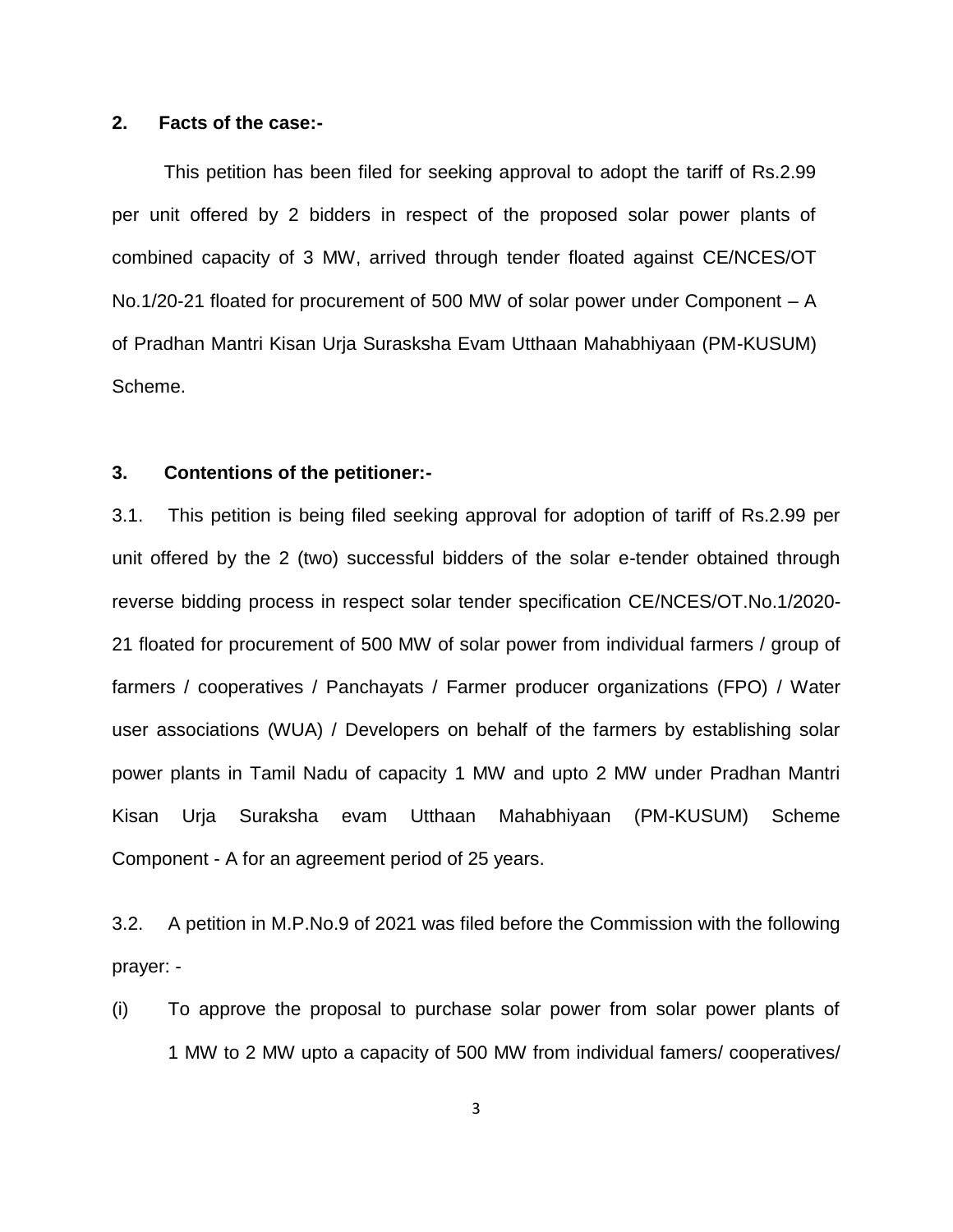## 2. Facts of the case:-

This petition has been filed for seeking approval to adopt the tariff of Rs.2.99 per unit offered by 2 bidders in respect of the proposed solar power plants of combined capacity of 3 MW, arrived through tender floated against CE/NCES/OT No.1/20-21 floated for procurement of 500 MW of solar power under Component – A of Pradhan Mantri Kisan Urja Surasksha Evam Utthaan Mahabhiyaan (PM-KUSUM) Scheme.

## 3. Contentions of the petitioner:-

3.1. This petition is being filed seeking approval for adoption of tariff of Rs.2.99 per unit offered by the 2 (two) successful bidders of the solar e-tender obtained through reverse bidding process in respect solar tender specification CE/NCES/OT.No.1/2020-21 floated for procurement of 500 MW of solar power from individual farmers / group of farmers / cooperatives / Panchayats / Farmer producer organizations (FPO) / Water user associations (WUA) / Developers on behalf of the farmers by establishing solar power plants in Tamil Nadu of capacity 1 MW and upto 2 MW under Pradhan Mantri Kisan Urja Suraksha evam Utthaan Mahabhiyaan (PM-KUSUM) Scheme Component - A for an agreement period of 25 years.

3.2. A petition in M.P.No.9 of 2021 was filed before the Commission with the following prayer: -

(i) To approve the proposal to purchase solar power from solar power plants of 1 MW to 2 MW upto a capacity of 500 MW from individual famers/ cooperatives/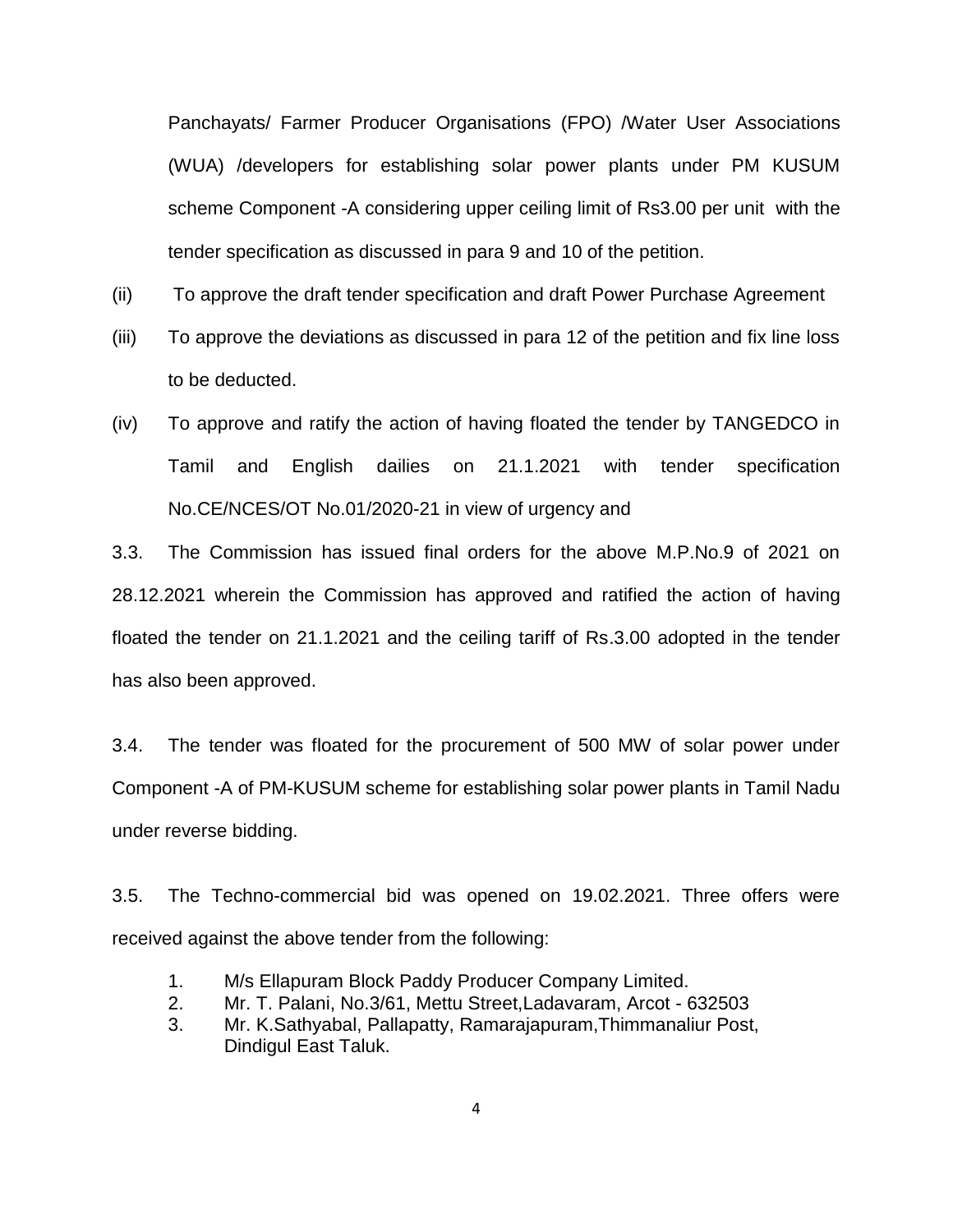Panchayats/ Farmer Producer Organisations (FPO) /Water User Associations (WUA) /developers for establishing solar power plants under PM KUSUM scheme Component -A considering upper ceiling limit of Rs3.00 per unit with the tender specification as discussed in para 9 and 10 of the petition.

(ii) To approve the draft tender specification and draft Power Purchase Agreement

(iii) To approve the deviations as discussed in para 12 of the petition and fix line loss to be deducted.

(iv) To approve and ratify the action of having floated the tender by TANGEDCO in Tamil and English dailies on 21.1.2021 with tender specification No.CE/NCES/OT No.01/2020-21 in view of urgency and

3.3. The Commission has issued final orders for the above M.P.No.9 of 2021 on 28.12.2021 wherein the Commission has approved and ratified the action of having floated the tender on 21.1.2021 and the ceiling tariff of Rs.3.00 adopted in the tender has also been approved.

3.4. The tender was floated for the procurement of 500 MW of solar power under Component -A of PM-KUSUM scheme for establishing solar power plants in Tamil Nadu under reverse bidding.

3.5. The Techno-commercial bid was opened on 19.02.2021. Three offers were received against the above tender from the following:

1. M/s Ellapuram Block Paddy Producer Company Limited.
2. Mr. T. Palani, No.3/61, Mettu Street,Ladavaram, Arcot - 632503
3. Mr. K.Sathyabal, Pallapatty, Ramarajapuram,Thimmanaliur Post, Dindigul East Taluk.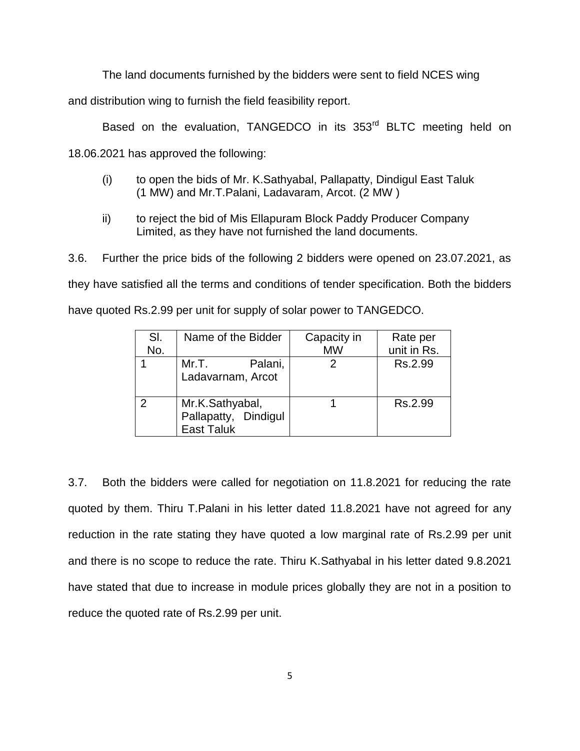The land documents furnished by the bidders were sent to field NCES wing and distribution wing to furnish the field feasibility report.

Based on the evaluation, TANGEDCO in its 353rd BLTC meeting held on 18.06.2021 has approved the following:

(i) to open the bids of Mr. K.Sathyabal, Pallapatty, Dindigul East Taluk (1 MW) and Mr.T.Palani, Ladavaram, Arcot. (2 MW )

ii) to reject the bid of Mis Ellapuram Block Paddy Producer Company Limited, as they have not furnished the land documents.

3.6. Further the price bids of the following 2 bidders were opened on 23.07.2021, as they have satisfied all the terms and conditions of tender specification. Both the bidders have quoted Rs.2.99 per unit for supply of solar power to TANGEDCO.

| Sl. No. | Name of the Bidder | Capacity in MW | Rate per unit in Rs. |
|---|---|---|---|
| 1 | Mr.T. Palani, Ladavarnam, Arcot | 2 | Rs.2.99 |
| 2 | Mr.K.Sathyabal, Pallapatty, Dindigul East Taluk | 1 | Rs.2.99 |

3.7. Both the bidders were called for negotiation on 11.8.2021 for reducing the rate quoted by them. Thiru T.Palani in his letter dated 11.8.2021 have not agreed for any reduction in the rate stating they have quoted a low marginal rate of Rs.2.99 per unit and there is no scope to reduce the rate. Thiru K.Sathyabal in his letter dated 9.8.2021 have stated that due to increase in module prices globally they are not in a position to reduce the quoted rate of Rs.2.99 per unit.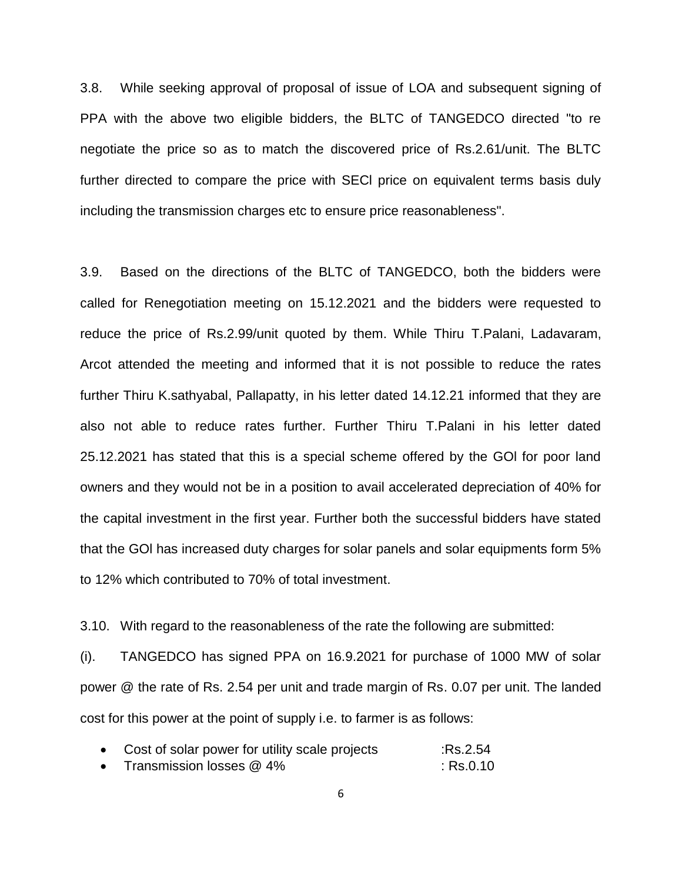3.8. While seeking approval of proposal of issue of LOA and subsequent signing of PPA with the above two eligible bidders, the BLTC of TANGEDCO directed "to re negotiate the price so as to match the discovered price of Rs.2.61/unit. The BLTC further directed to compare the price with SECl price on equivalent terms basis duly including the transmission charges etc to ensure price reasonableness".

3.9. Based on the directions of the BLTC of TANGEDCO, both the bidders were called for Renegotiation meeting on 15.12.2021 and the bidders were requested to reduce the price of Rs.2.99/unit quoted by them. While Thiru T.Palani, Ladavaram, Arcot attended the meeting and informed that it is not possible to reduce the rates further Thiru K.sathyabal, Pallapatty, in his letter dated 14.12.21 informed that they are also not able to reduce rates further. Further Thiru T.Palani in his letter dated 25.12.2021 has stated that this is a special scheme offered by the GOl for poor land owners and they would not be in a position to avail accelerated depreciation of 40% for the capital investment in the first year. Further both the successful bidders have stated that the GOl has increased duty charges for solar panels and solar equipments form 5% to 12% which contributed to 70% of total investment.

3.10. With regard to the reasonableness of the rate the following are submitted:

(i). TANGEDCO has signed PPA on 16.9.2021 for purchase of 1000 MW of solar power @ the rate of Rs. 2.54 per unit and trade margin of Rs. 0.07 per unit. The landed cost for this power at the point of supply i.e. to farmer is as follows:

- Cost of solar power for utility scale projects :Rs.2.54
- Transmission losses @ 4% : Rs.0.10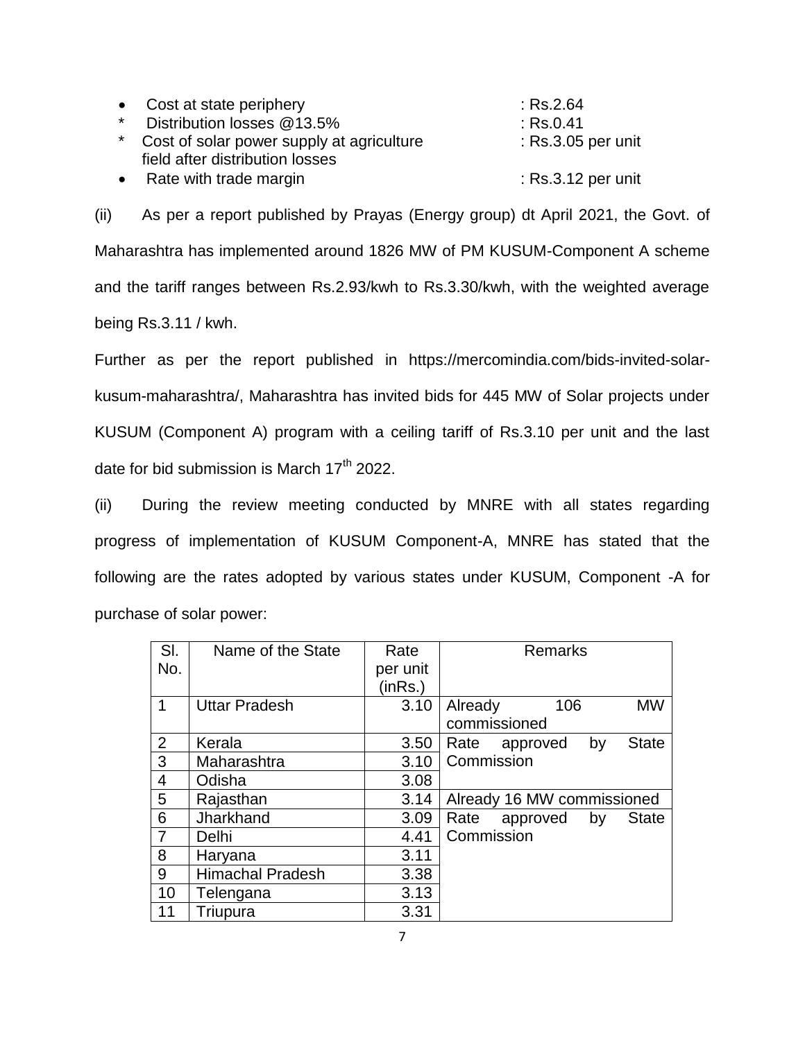- Cost at state periphery : Rs.2.64
* Distribution losses @13.5% : Rs.0.41
* Cost of solar power supply at agriculture field after distribution losses : Rs.3.05 per unit
- Rate with trade margin : Rs.3.12 per unit

(ii) As per a report published by Prayas (Energy group) dt April 2021, the Govt. of Maharashtra has implemented around 1826 MW of PM KUSUM-Component A scheme and the tariff ranges between Rs.2.93/kwh to Rs.3.30/kwh, with the weighted average being Rs.3.11 / kwh.

Further as per the report published in https://mercomindia.com/bids-invited-solar-kusum-maharashtra/, Maharashtra has invited bids for 445 MW of Solar projects under KUSUM (Component A) program with a ceiling tariff of Rs.3.10 per unit and the last date for bid submission is March 17th 2022.

(ii) During the review meeting conducted by MNRE with all states regarding progress of implementation of KUSUM Component-A, MNRE has stated that the following are the rates adopted by various states under KUSUM, Component -A for purchase of solar power:

| Sl. No. | Name of the State | Rate per unit (inRs.) | Remarks |
|---|---|---|---|
| 1 | Uttar Pradesh | 3.10 | Already 106 MW commissioned |
| 2 | Kerala | 3.50 | Rate approved by State Commission |
| 3 | Maharashtra | 3.10 | |
| 4 | Odisha | 3.08 | |
| 5 | Rajasthan | 3.14 | Already 16 MW commissioned |
| 6 | Jharkhand | 3.09 | Rate approved by State Commission |
| 7 | Delhi | 4.41 | |
| 8 | Haryana | 3.11 | |
| 9 | Himachal Pradesh | 3.38 | |
| 10 | Telengana | 3.13 | |
| 11 | Triupura | 3.31 | |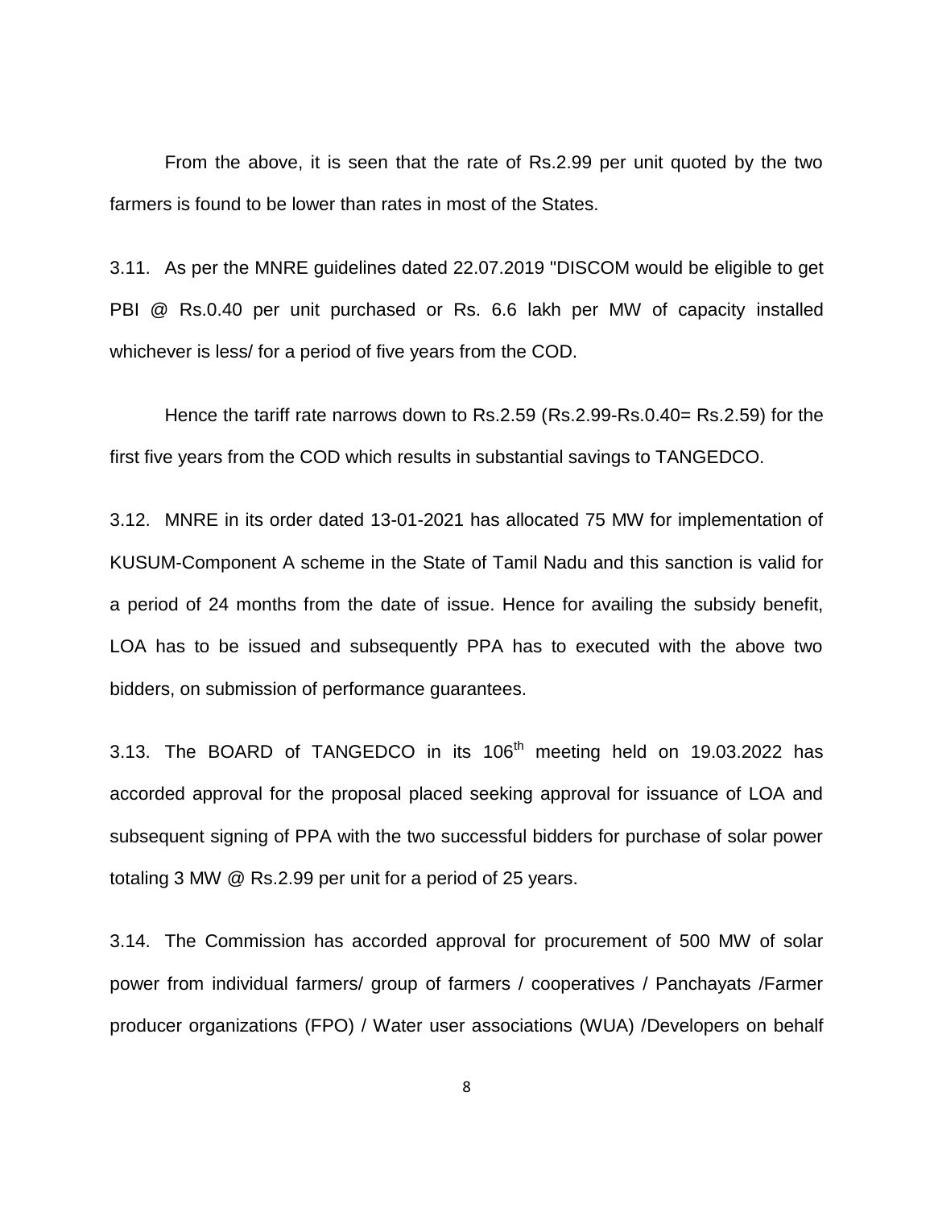From the above, it is seen that the rate of Rs.2.99 per unit quoted by the two farmers is found to be lower than rates in most of the States.

3.11. As per the MNRE guidelines dated 22.07.2019 "DISCOM would be eligible to get PBI @ Rs.0.40 per unit purchased or Rs. 6.6 lakh per MW of capacity installed whichever is less/ for a period of five years from the COD.

Hence the tariff rate narrows down to Rs.2.59 (Rs.2.99-Rs.0.40= Rs.2.59) for the first five years from the COD which results in substantial savings to TANGEDCO.

3.12. MNRE in its order dated 13-01-2021 has allocated 75 MW for implementation of KUSUM-Component A scheme in the State of Tamil Nadu and this sanction is valid for a period of 24 months from the date of issue. Hence for availing the subsidy benefit, LOA has to be issued and subsequently PPA has to executed with the above two bidders, on submission of performance guarantees.

3.13. The BOARD of TANGEDCO in its 106th meeting held on 19.03.2022 has accorded approval for the proposal placed seeking approval for issuance of LOA and subsequent signing of PPA with the two successful bidders for purchase of solar power totaling 3 MW @ Rs.2.99 per unit for a period of 25 years.

3.14. The Commission has accorded approval for procurement of 500 MW of solar power from individual farmers/ group of farmers / cooperatives / Panchayats /Farmer producer organizations (FPO) / Water user associations (WUA) /Developers on behalf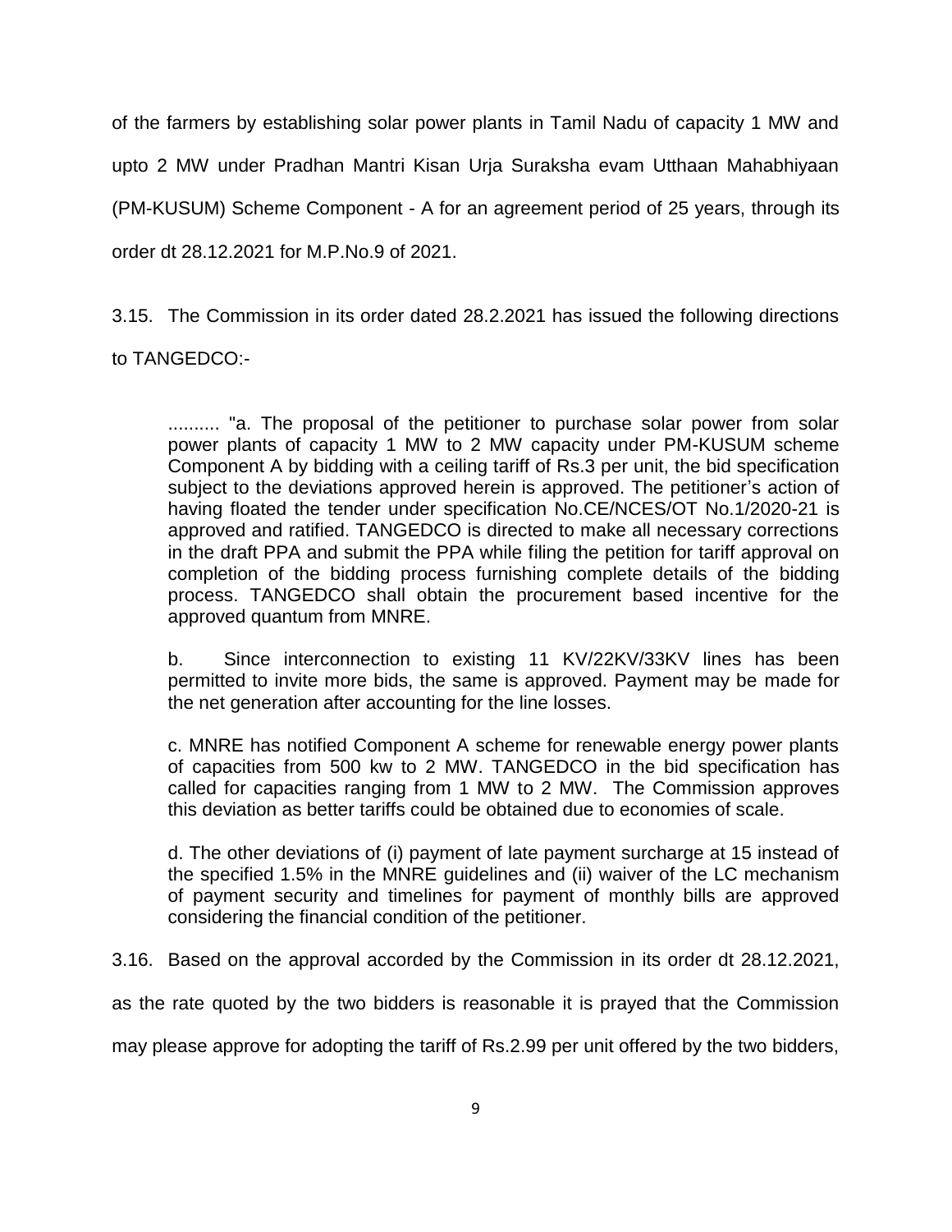of the farmers by establishing solar power plants in Tamil Nadu of capacity 1 MW and upto 2 MW under Pradhan Mantri Kisan Urja Suraksha evam Utthaan Mahabhiyaan (PM-KUSUM) Scheme Component - A for an agreement period of 25 years, through its order dt 28.12.2021 for M.P.No.9 of 2021.

3.15. The Commission in its order dated 28.2.2021 has issued the following directions to TANGEDCO:-

> .......... "a. The proposal of the petitioner to purchase solar power from solar power plants of capacity 1 MW to 2 MW capacity under PM-KUSUM scheme Component A by bidding with a ceiling tariff of Rs.3 per unit, the bid specification subject to the deviations approved herein is approved. The petitioner's action of having floated the tender under specification No.CE/NCES/OT No.1/2020-21 is approved and ratified. TANGEDCO is directed to make all necessary corrections in the draft PPA and submit the PPA while filing the petition for tariff approval on completion of the bidding process furnishing complete details of the bidding process. TANGEDCO shall obtain the procurement based incentive for the approved quantum from MNRE.
>
> b. Since interconnection to existing 11 KV/22KV/33KV lines has been permitted to invite more bids, the same is approved. Payment may be made for the net generation after accounting for the line losses.
>
> c. MNRE has notified Component A scheme for renewable energy power plants of capacities from 500 kw to 2 MW. TANGEDCO in the bid specification has called for capacities ranging from 1 MW to 2 MW. The Commission approves this deviation as better tariffs could be obtained due to economies of scale.
>
> d. The other deviations of (i) payment of late payment surcharge at 15 instead of the specified 1.5% in the MNRE guidelines and (ii) waiver of the LC mechanism of payment security and timelines for payment of monthly bills are approved considering the financial condition of the petitioner.

3.16. Based on the approval accorded by the Commission in its order dt 28.12.2021, as the rate quoted by the two bidders is reasonable it is prayed that the Commission may please approve for adopting the tariff of Rs.2.99 per unit offered by the two bidders,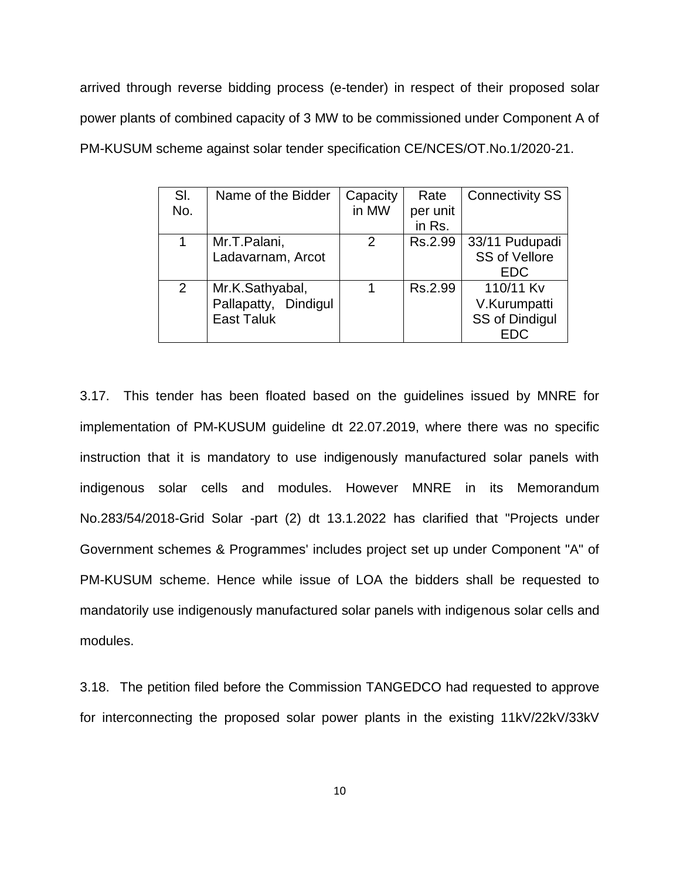arrived through reverse bidding process (e-tender) in respect of their proposed solar power plants of combined capacity of 3 MW to be commissioned under Component A of PM-KUSUM scheme against solar tender specification CE/NCES/OT.No.1/2020-21.

| Sl. No. | Name of the Bidder | Capacity in MW | Rate per unit in Rs. | Connectivity SS |
|---|---|---|---|---|
| 1 | Mr.T.Palani, Ladavarnam, Arcot | 2 | Rs.2.99 | 33/11 Pudupadi SS of Vellore EDC |
| 2 | Mr.K.Sathyabal, Pallapatty, Dindigul East Taluk | 1 | Rs.2.99 | 110/11 Kv V.Kurumpatti SS of Dindigul EDC |

3.17. This tender has been floated based on the guidelines issued by MNRE for implementation of PM-KUSUM guideline dt 22.07.2019, where there was no specific instruction that it is mandatory to use indigenously manufactured solar panels with indigenous solar cells and modules. However MNRE in its Memorandum No.283/54/2018-Grid Solar -part (2) dt 13.1.2022 has clarified that "Projects under Government schemes & Programmes' includes project set up under Component "A" of PM-KUSUM scheme. Hence while issue of LOA the bidders shall be requested to mandatorily use indigenously manufactured solar panels with indigenous solar cells and modules.

3.18. The petition filed before the Commission TANGEDCO had requested to approve for interconnecting the proposed solar power plants in the existing 11kV/22kV/33kV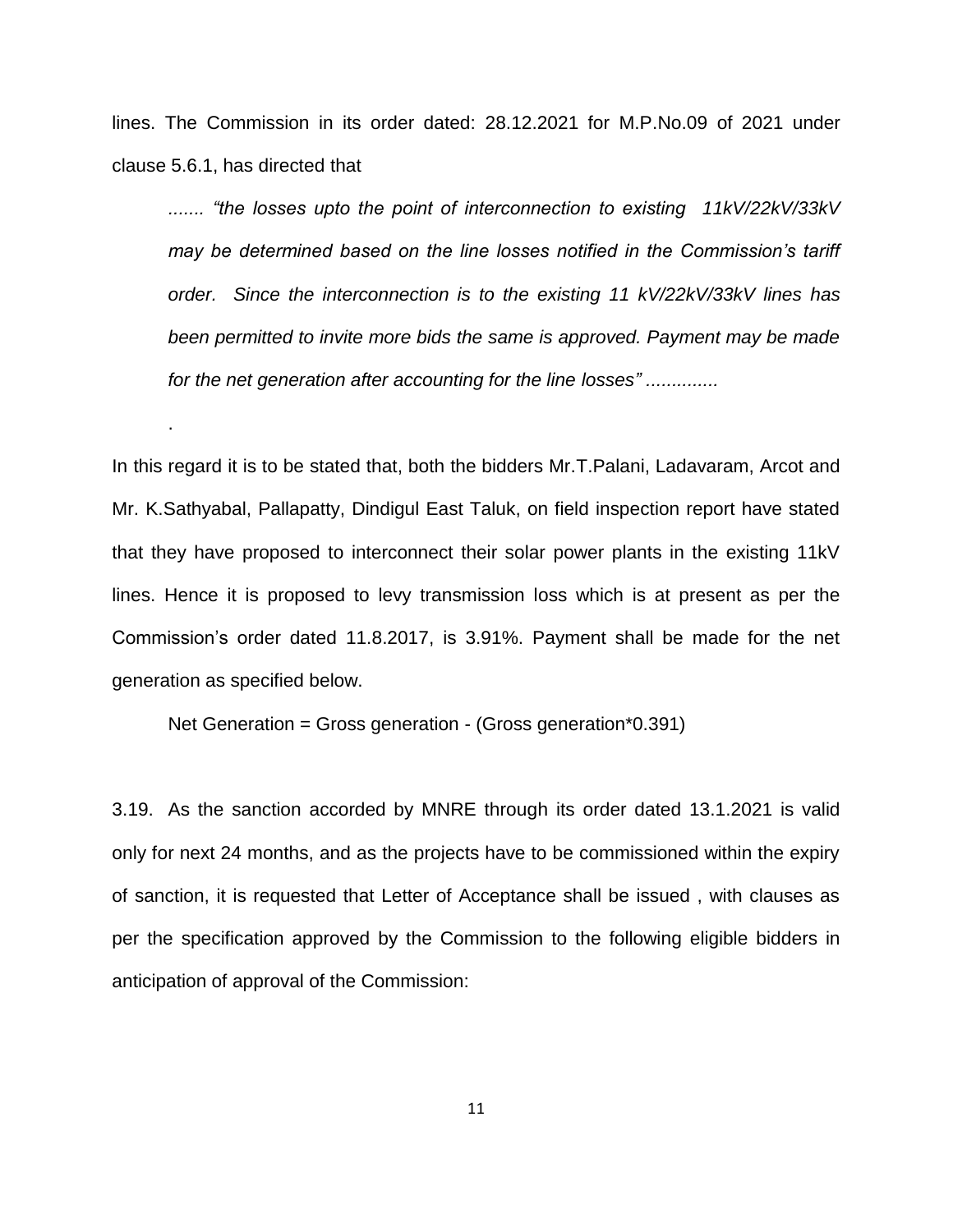lines. The Commission in its order dated: 28.12.2021 for M.P.No.09 of 2021 under clause 5.6.1, has directed that

> *....... "the losses upto the point of interconnection to existing 11kV/22kV/33kV may be determined based on the line losses notified in the Commission's tariff order. Since the interconnection is to the existing 11 kV/22kV/33kV lines has been permitted to invite more bids the same is approved. Payment may be made for the net generation after accounting for the line losses" ..............*

.

In this regard it is to be stated that, both the bidders Mr.T.Palani, Ladavaram, Arcot and Mr. K.Sathyabal, Pallapatty, Dindigul East Taluk, on field inspection report have stated that they have proposed to interconnect their solar power plants in the existing 11kV lines. Hence it is proposed to levy transmission loss which is at present as per the Commission's order dated 11.8.2017, is 3.91%. Payment shall be made for the net generation as specified below.

Net Generation = Gross generation - (Gross generation*0.391)

3.19. As the sanction accorded by MNRE through its order dated 13.1.2021 is valid only for next 24 months, and as the projects have to be commissioned within the expiry of sanction, it is requested that Letter of Acceptance shall be issued , with clauses as per the specification approved by the Commission to the following eligible bidders in anticipation of approval of the Commission: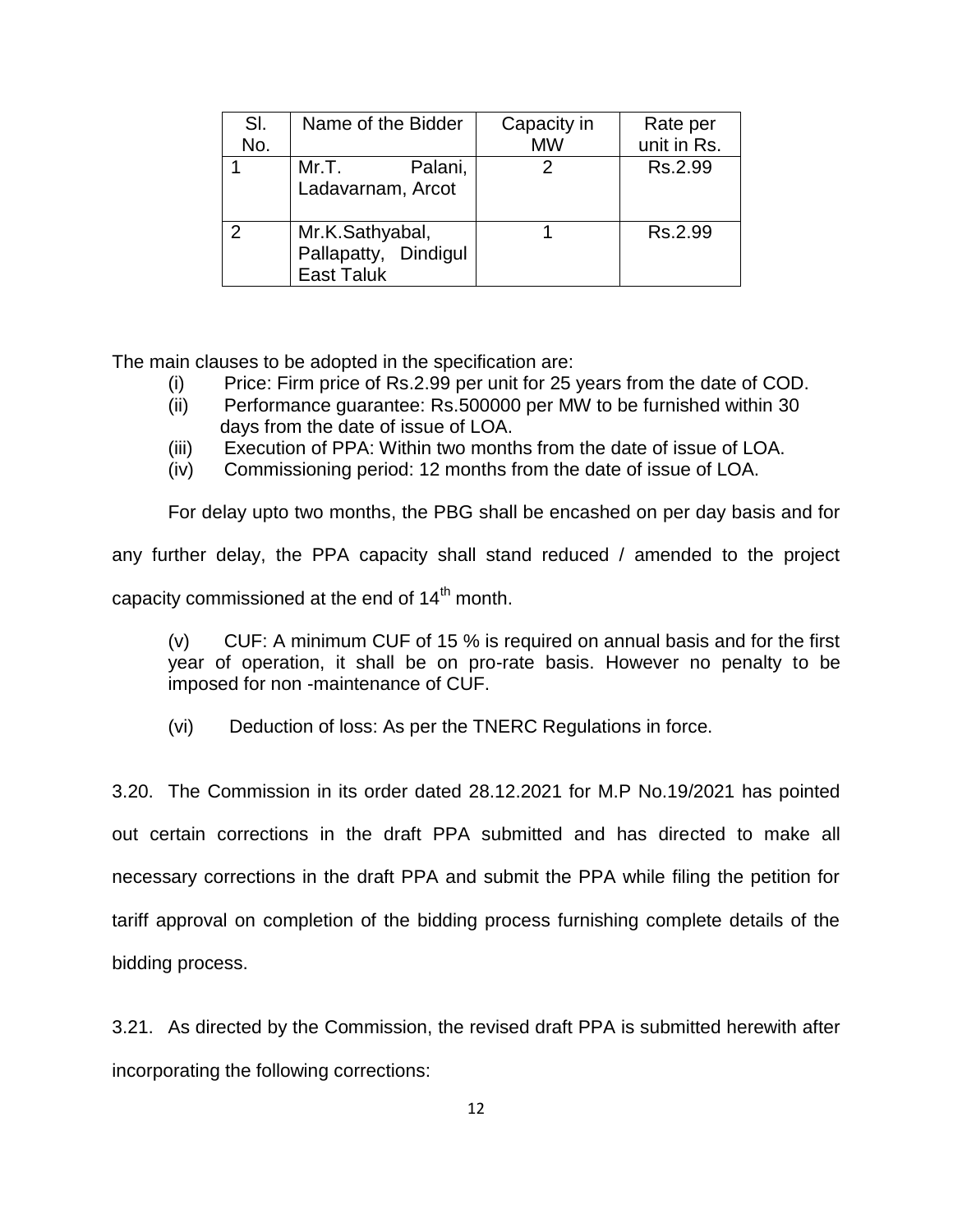| Sl. No. | Name of the Bidder | Capacity in MW | Rate per unit in Rs. |
|---|---|---|---|
| 1 | Mr.T. Palani, Ladavarnam, Arcot | 2 | Rs.2.99 |
| 2 | Mr.K.Sathyabal, Pallapatty, Dindigul East Taluk | 1 | Rs.2.99 |

The main clauses to be adopted in the specification are:

(i) Price: Firm price of Rs.2.99 per unit for 25 years from the date of COD.

(ii) Performance guarantee: Rs.500000 per MW to be furnished within 30 days from the date of issue of LOA.

(iii) Execution of PPA: Within two months from the date of issue of LOA.

(iv) Commissioning period: 12 months from the date of issue of LOA.

For delay upto two months, the PBG shall be encashed on per day basis and for any further delay, the PPA capacity shall stand reduced / amended to the project capacity commissioned at the end of 14th month.

(v) CUF: A minimum CUF of 15 % is required on annual basis and for the first year of operation, it shall be on pro-rate basis. However no penalty to be imposed for non -maintenance of CUF.

(vi) Deduction of loss: As per the TNERC Regulations in force.

3.20. The Commission in its order dated 28.12.2021 for M.P No.19/2021 has pointed out certain corrections in the draft PPA submitted and has directed to make all necessary corrections in the draft PPA and submit the PPA while filing the petition for tariff approval on completion of the bidding process furnishing complete details of the bidding process.

3.21. As directed by the Commission, the revised draft PPA is submitted herewith after incorporating the following corrections: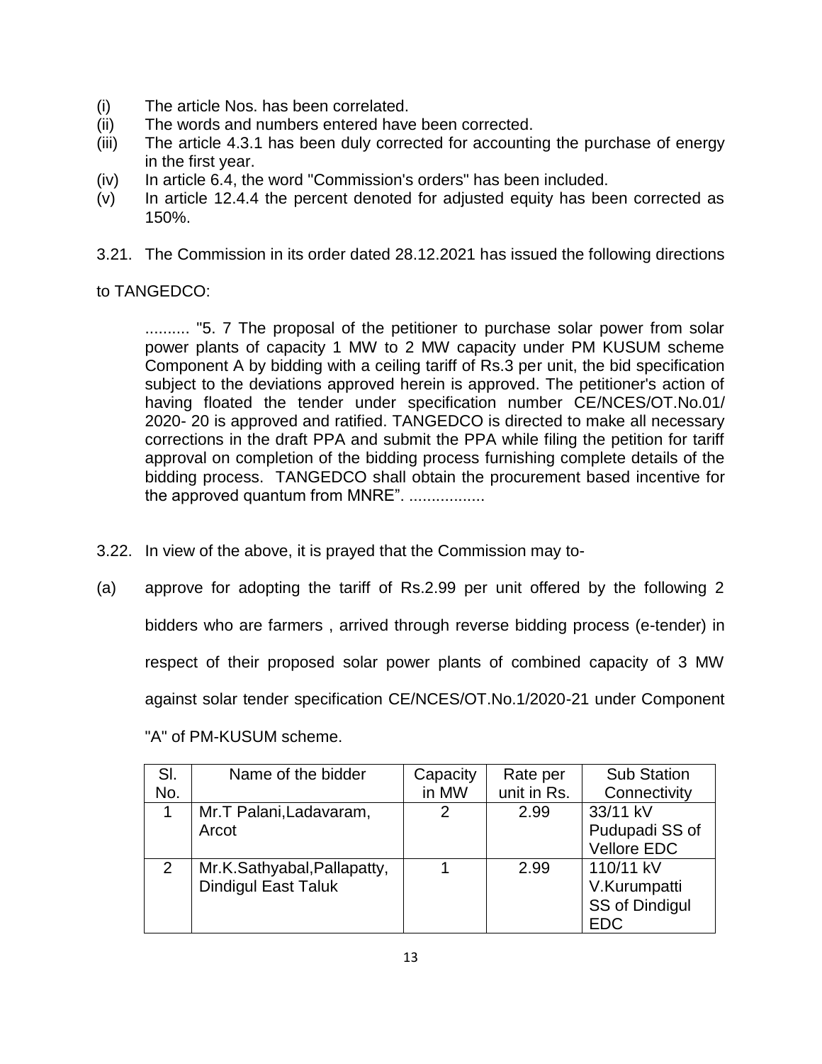(i) The article Nos. has been correlated.
(ii) The words and numbers entered have been corrected.
(iii) The article 4.3.1 has been duly corrected for accounting the purchase of energy in the first year.
(iv) In article 6.4, the word "Commission's orders" has been included.
(v) In article 12.4.4 the percent denoted for adjusted equity has been corrected as 150%.

3.21. The Commission in its order dated 28.12.2021 has issued the following directions to TANGEDCO:

> .......... "5. 7 The proposal of the petitioner to purchase solar power from solar power plants of capacity 1 MW to 2 MW capacity under PM KUSUM scheme Component A by bidding with a ceiling tariff of Rs.3 per unit, the bid specification subject to the deviations approved herein is approved. The petitioner's action of having floated the tender under specification number CE/NCES/OT.No.01/ 2020- 20 is approved and ratified. TANGEDCO is directed to make all necessary corrections in the draft PPA and submit the PPA while filing the petition for tariff approval on completion of the bidding process furnishing complete details of the bidding process. TANGEDCO shall obtain the procurement based incentive for the approved quantum from MNRE". .................

3.22. In view of the above, it is prayed that the Commission may to-

(a) approve for adopting the tariff of Rs.2.99 per unit offered by the following 2 bidders who are farmers , arrived through reverse bidding process (e-tender) in respect of their proposed solar power plants of combined capacity of 3 MW against solar tender specification CE/NCES/OT.No.1/2020-21 under Component "A" of PM-KUSUM scheme.

| Sl. No. | Name of the bidder | Capacity in MW | Rate per unit in Rs. | Sub Station Connectivity |
|---|---|---|---|---|
| 1 | Mr.T Palani,Ladavaram, Arcot | 2 | 2.99 | 33/11 kV Pudupadi SS of Vellore EDC |
| 2 | Mr.K.Sathyabal,Pallapatty, Dindigul East Taluk | 1 | 2.99 | 110/11 kV V.Kurumpatti SS of Dindigul EDC |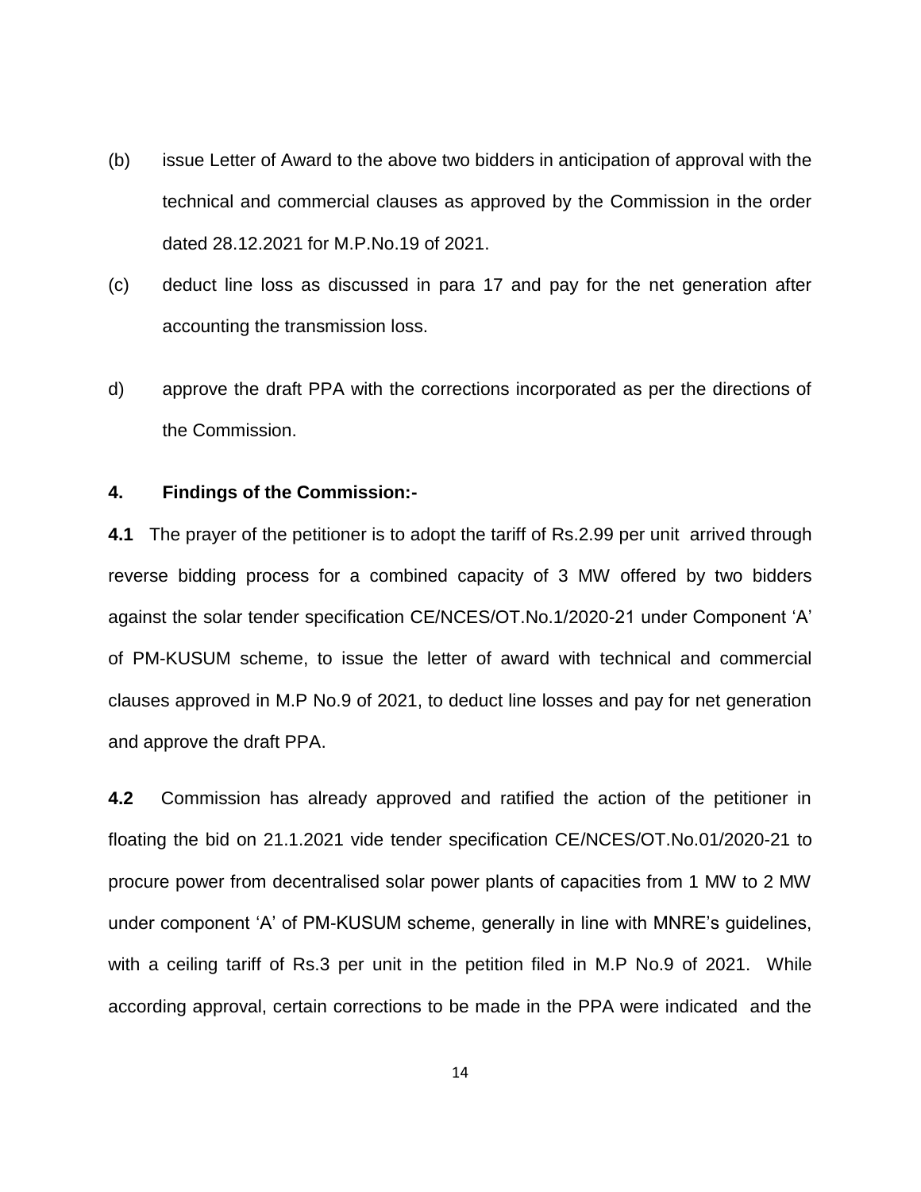(b) issue Letter of Award to the above two bidders in anticipation of approval with the technical and commercial clauses as approved by the Commission in the order dated 28.12.2021 for M.P.No.19 of 2021.

(c) deduct line loss as discussed in para 17 and pay for the net generation after accounting the transmission loss.

d) approve the draft PPA with the corrections incorporated as per the directions of the Commission.

**4. Findings of the Commission:-**

**4.1** The prayer of the petitioner is to adopt the tariff of Rs.2.99 per unit arrived through reverse bidding process for a combined capacity of 3 MW offered by two bidders against the solar tender specification CE/NCES/OT.No.1/2020-21 under Component 'A' of PM-KUSUM scheme, to issue the letter of award with technical and commercial clauses approved in M.P No.9 of 2021, to deduct line losses and pay for net generation and approve the draft PPA.

**4.2** Commission has already approved and ratified the action of the petitioner in floating the bid on 21.1.2021 vide tender specification CE/NCES/OT.No.01/2020-21 to procure power from decentralised solar power plants of capacities from 1 MW to 2 MW under component 'A' of PM-KUSUM scheme, generally in line with MNRE's guidelines, with a ceiling tariff of Rs.3 per unit in the petition filed in M.P No.9 of 2021. While according approval, certain corrections to be made in the PPA were indicated and the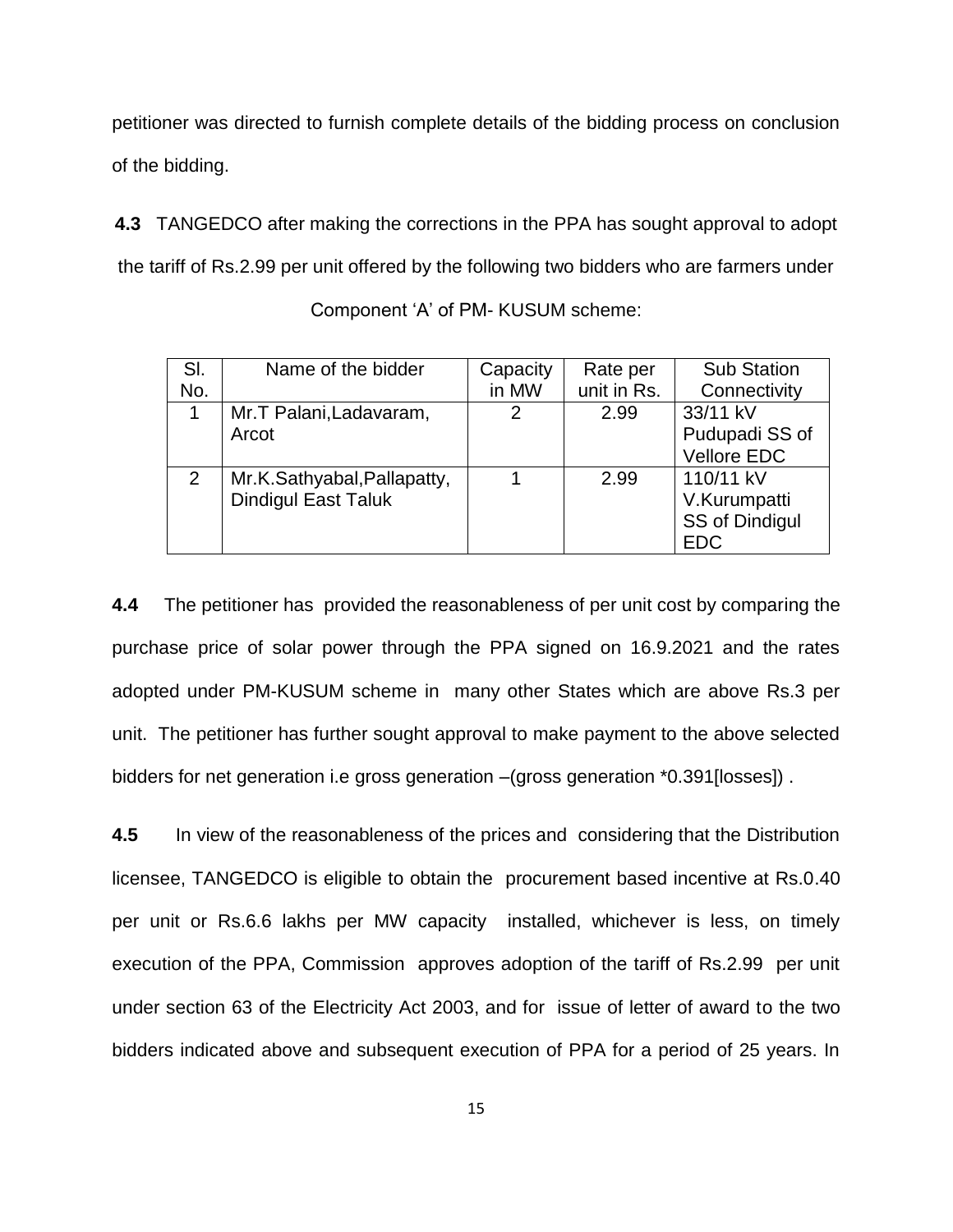petitioner was directed to furnish complete details of the bidding process on conclusion of the bidding.

**4.3** TANGEDCO after making the corrections in the PPA has sought approval to adopt the tariff of Rs.2.99 per unit offered by the following two bidders who are farmers under Component 'A' of PM- KUSUM scheme:

| Sl. No. | Name of the bidder | Capacity in MW | Rate per unit in Rs. | Sub Station Connectivity |
|---|---|---|---|---|
| 1 | Mr.T Palani,Ladavaram, Arcot | 2 | 2.99 | 33/11 kV Pudupadi SS of Vellore EDC |
| 2 | Mr.K.Sathyabal,Pallapatty, Dindigul East Taluk | 1 | 2.99 | 110/11 kV V.Kurumpatti SS of Dindigul EDC |

**4.4** The petitioner has provided the reasonableness of per unit cost by comparing the purchase price of solar power through the PPA signed on 16.9.2021 and the rates adopted under PM-KUSUM scheme in many other States which are above Rs.3 per unit. The petitioner has further sought approval to make payment to the above selected bidders for net generation i.e gross generation –(gross generation *0.391[losses]) .

**4.5** In view of the reasonableness of the prices and considering that the Distribution licensee, TANGEDCO is eligible to obtain the procurement based incentive at Rs.0.40 per unit or Rs.6.6 lakhs per MW capacity installed, whichever is less, on timely execution of the PPA, Commission approves adoption of the tariff of Rs.2.99 per unit under section 63 of the Electricity Act 2003, and for issue of letter of award to the two bidders indicated above and subsequent execution of PPA for a period of 25 years. In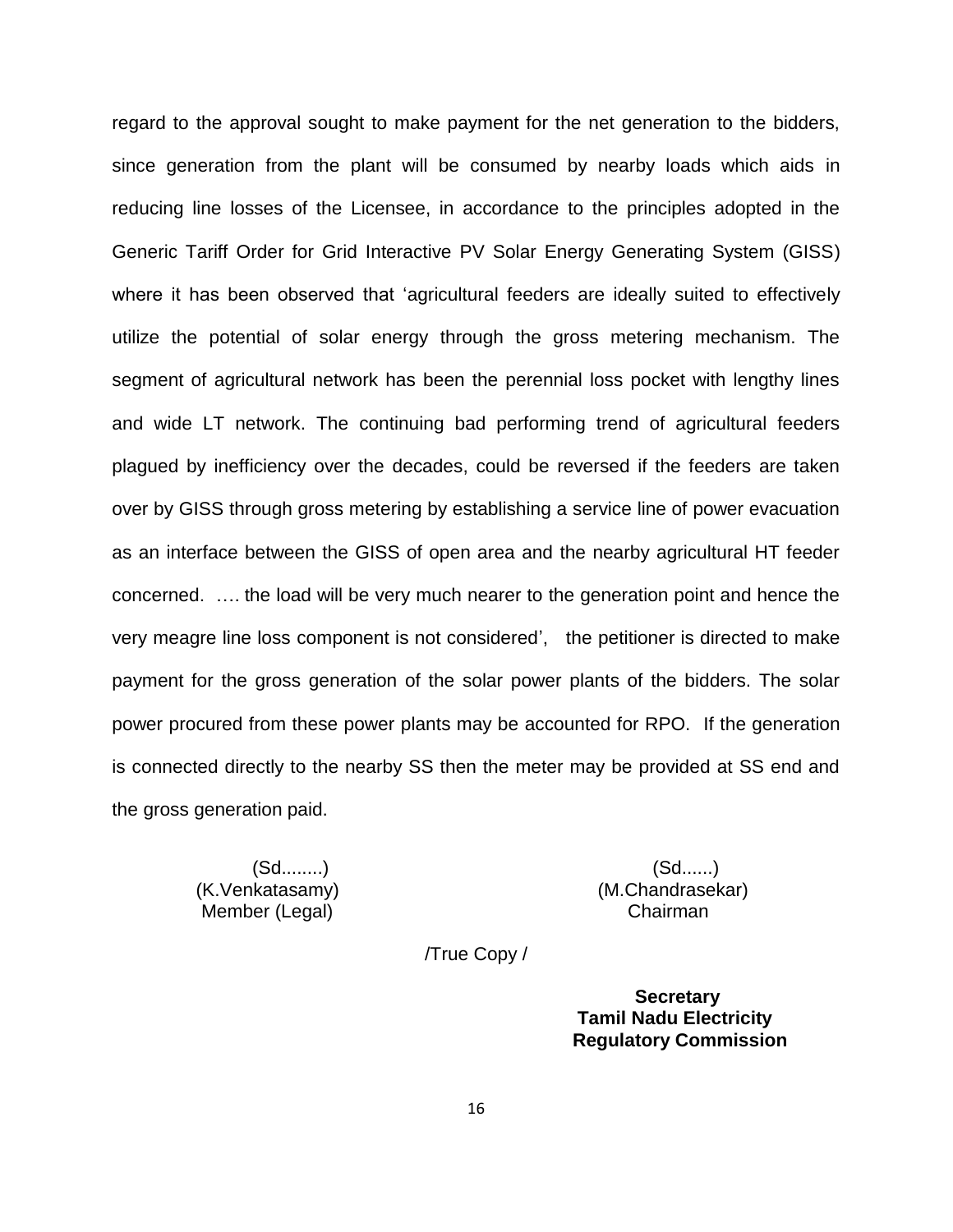regard to the approval sought to make payment for the net generation to the bidders, since generation from the plant will be consumed by nearby loads which aids in reducing line losses of the Licensee, in accordance to the principles adopted in the Generic Tariff Order for Grid Interactive PV Solar Energy Generating System (GISS) where it has been observed that 'agricultural feeders are ideally suited to effectively utilize the potential of solar energy through the gross metering mechanism. The segment of agricultural network has been the perennial loss pocket with lengthy lines and wide LT network. The continuing bad performing trend of agricultural feeders plagued by inefficiency over the decades, could be reversed if the feeders are taken over by GISS through gross metering by establishing a service line of power evacuation as an interface between the GISS of open area and the nearby agricultural HT feeder concerned. …. the load will be very much nearer to the generation point and hence the very meagre line loss component is not considered', the petitioner is directed to make payment for the gross generation of the solar power plants of the bidders. The solar power procured from these power plants may be accounted for RPO. If the generation is connected directly to the nearby SS then the meter may be provided at SS end and the gross generation paid.

| | |
|---|---|
| (Sd........) | (Sd......) |
| (K.Venkatasamy) | (M.Chandrasekar) |
| Member (Legal) | Chairman |

/True Copy /

**Secretary**
**Tamil Nadu Electricity**
**Regulatory Commission**